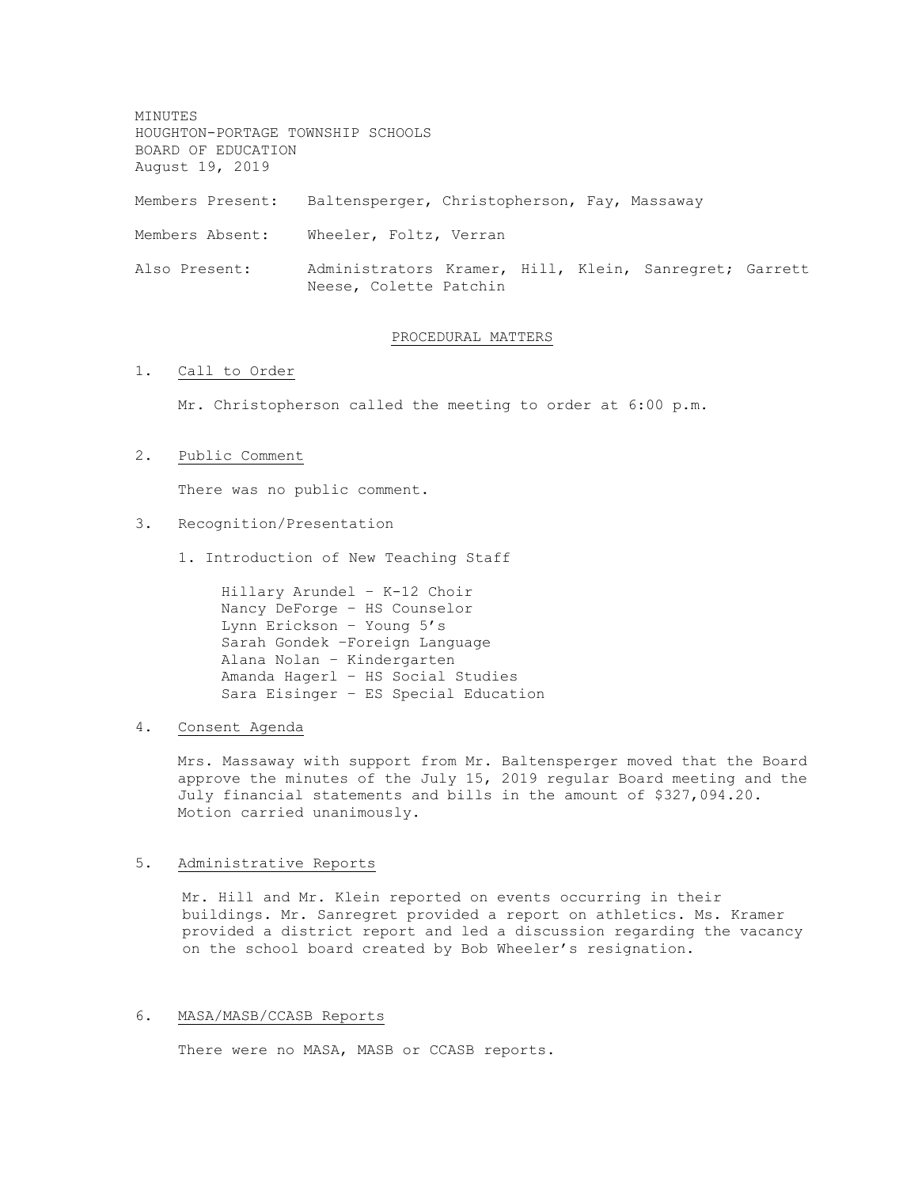MINUTES
HOUGHTON-PORTAGE TOWNSHIP SCHOOLS
BOARD OF EDUCATION
August 19, 2019

Members Present: Baltensperger, Christopherson, Fay, Massaway

Members Absent: Wheeler, Foltz, Verran

Also Present: Administrators Kramer, Hill, Klein, Sanregret; Garrett Neese, Colette Patchin

## PROCEDURAL MATTERS

1. Call to Order

   Mr. Christopherson called the meeting to order at 6:00 p.m.

2. Public Comment

   There was no public comment.

3. Recognition/Presentation

   1. Introduction of New Teaching Staff

      Hillary Arundel – K-12 Choir
      Nancy DeForge – HS Counselor
      Lynn Erickson – Young 5's
      Sarah Gondek –Foreign Language
      Alana Nolan – Kindergarten
      Amanda Hagerl – HS Social Studies
      Sara Eisinger – ES Special Education

4. Consent Agenda

   Mrs. Massaway with support from Mr. Baltensperger moved that the Board approve the minutes of the July 15, 2019 regular Board meeting and the July financial statements and bills in the amount of $327,094.20. Motion carried unanimously.

5. Administrative Reports

   Mr. Hill and Mr. Klein reported on events occurring in their buildings. Mr. Sanregret provided a report on athletics. Ms. Kramer provided a district report and led a discussion regarding the vacancy on the school board created by Bob Wheeler's resignation.

6. MASA/MASB/CCASB Reports

   There were no MASA, MASB or CCASB reports.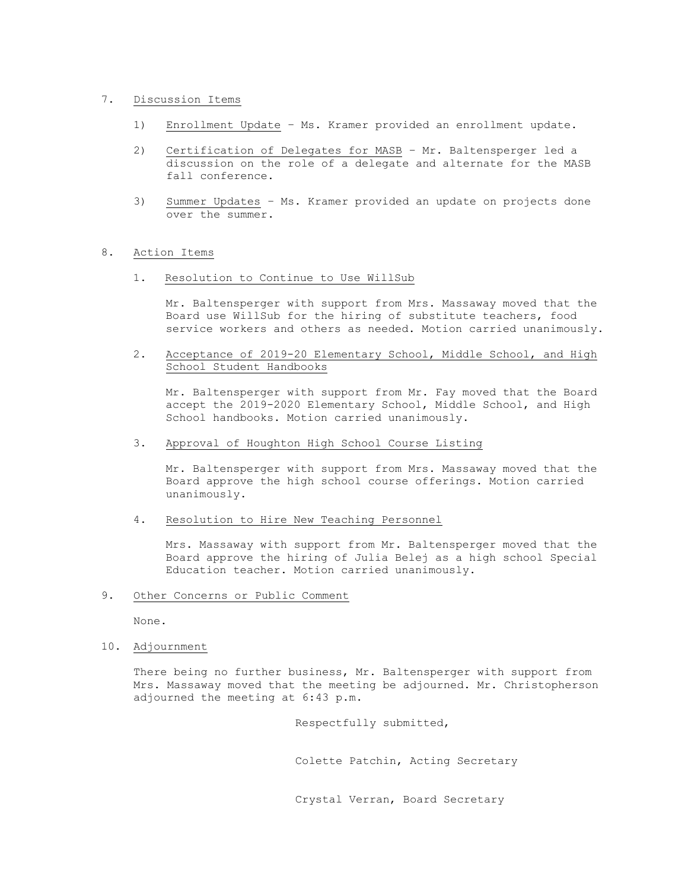7. <u>Discussion Items</u>

    1) <u>Enrollment Update</u> – Ms. Kramer provided an enrollment update.

    2) <u>Certification of Delegates for MASB</u> – Mr. Baltensperger led a discussion on the role of a delegate and alternate for the MASB fall conference.

    3) <u>Summer Updates</u> – Ms. Kramer provided an update on projects done over the summer.

8. <u>Action Items</u>

    1. <u>Resolution to Continue to Use WillSub</u>

       Mr. Baltensperger with support from Mrs. Massaway moved that the Board use WillSub for the hiring of substitute teachers, food service workers and others as needed. Motion carried unanimously.

    2. <u>Acceptance of 2019-20 Elementary School, Middle School, and High School Student Handbooks</u>

       Mr. Baltensperger with support from Mr. Fay moved that the Board accept the 2019-2020 Elementary School, Middle School, and High School handbooks. Motion carried unanimously.

    3. <u>Approval of Houghton High School Course Listing</u>

       Mr. Baltensperger with support from Mrs. Massaway moved that the Board approve the high school course offerings. Motion carried unanimously.

    4. <u>Resolution to Hire New Teaching Personnel</u>

       Mrs. Massaway with support from Mr. Baltensperger moved that the Board approve the hiring of Julia Belej as a high school Special Education teacher. Motion carried unanimously.

9. <u>Other Concerns or Public Comment</u>

    None.

10. <u>Adjournment</u>

    There being no further business, Mr. Baltensperger with support from Mrs. Massaway moved that the meeting be adjourned. Mr. Christopherson adjourned the meeting at 6:43 p.m.

Respectfully submitted,

Colette Patchin, Acting Secretary

Crystal Verran, Board Secretary